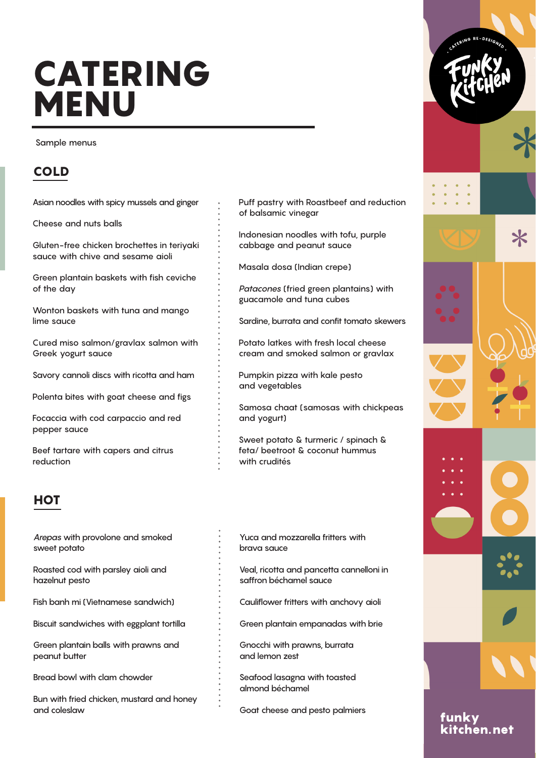# CATERING MENU

Sample menus

## COLD

Asian noodles with spicy mussels and ginger

Cheese and nuts balls

Gluten-free chicken brochettes in teriyaki sauce with chive and sesame aioli

Green plantain baskets with fish ceviche of the day

Wonton baskets with tuna and mango lime sauce

Cured miso salmon/gravlax salmon with Greek yogurt sauce

Savory cannoli discs with ricotta and ham

Polenta bites with goat cheese and figs

Focaccia with cod carpaccio and red pepper sauce

Beef tartare with capers and citrus reduction

Puff pastry with Roastbeef and reduction of balsamic vinegar

Indonesian noodles with tofu, purple cabbage and peanut sauce

Masala dosa (Indian crepe)

*Patacones* (fried green plantains) with guacamole and tuna cubes

Sardine, burrata and confit tomato skewers

Potato latkes with fresh local cheese cream and smoked salmon or gravlax

Pumpkin pizza with kale pesto and vegetables

Samosa chaat (samosas with chickpeas and yogurt)

Sweet potato & turmeric / spinach & feta/ beetroot & coconut hummus with crudités

## HOT

*Arepas* with provolone and smoked sweet potato

Roasted cod with parsley aioli and hazelnut pesto

Fish banh mi (Vietnamese sandwich)

Biscuit sandwiches with eggplant tortilla

Green plantain balls with prawns and peanut butter

Bread bowl with clam chowder

Bun with fried chicken, mustard and honey and coleslaw

Yuca and mozzarella fritters with brava sauce

Veal, ricotta and pancetta cannelloni in saffron béchamel sauce

Cauliflower fritters with anchovy aioli

Green plantain empanadas with brie

Gnocchi with prawns, burrata and lemon zest

Seafood lasagna with toasted almond béchamel

Goat cheese and pesto palmiers

Catering re-designed
Funky Kitchen

funky kitchen.net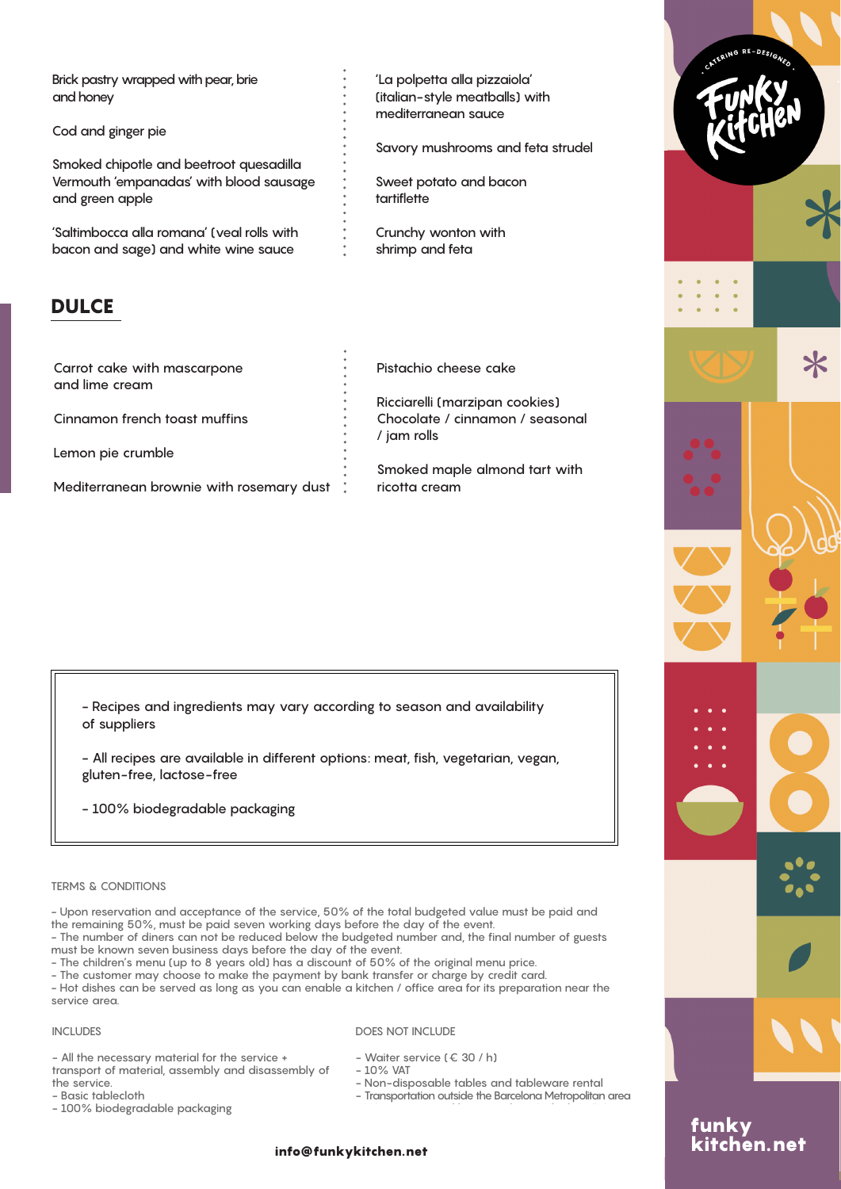Brick pastry wrapped with pear, brie and honey

Cod and ginger pie

Smoked chipotle and beetroot quesadilla
Vermouth 'empanadas' with blood sausage and green apple

'Saltimbocca alla romana' (veal rolls with bacon and sage) and white wine sauce

'La polpetta alla pizzaiola' (italian-style meatballs) with mediterranean sauce

Savory mushrooms and feta strudel

Sweet potato and bacon tartiflette

Crunchy wonton with shrimp and feta

## DULCE

Carrot cake with mascarpone and lime cream

Cinnamon french toast muffins

Lemon pie crumble

Mediterranean brownie with rosemary dust

Pistachio cheese cake

Ricciarelli (marzipan cookies)
Chocolate / cinnamon / seasonal / jam rolls

Smoked maple almond tart with ricotta cream

- Recipes and ingredients may vary according to season and availability of suppliers

- All recipes are available in different options: meat, fish, vegetarian, vegan, gluten-free, lactose-free

- 100% biodegradable packaging

TERMS & CONDITIONS

- Upon reservation and acceptance of the service, 50% of the total budgeted value must be paid and the remaining 50%, must be paid seven working days before the day of the event.
- The number of diners can not be reduced below the budgeted number and, the final number of guests must be known seven business days before the day of the event.
- The children's menu (up to 8 years old) has a discount of 50% of the original menu price.
- The customer may choose to make the payment by bank transfer or charge by credit card.
- Hot dishes can be served as long as you can enable a kitchen / office area for its preparation near the service area.

INCLUDES

- All the necessary material for the service + transport of material, assembly and disassembly of the service.
- Basic tablecloth
- 100% biodegradable packaging

DOES NOT INCLUDE

- Waiter service (€ 30 / h)
- 10% VAT
- Non-disposable tables and tableware rental
- Transportation outside the Barcelona Metropolitan area

info@funkykitchen.net

funky kitchen.net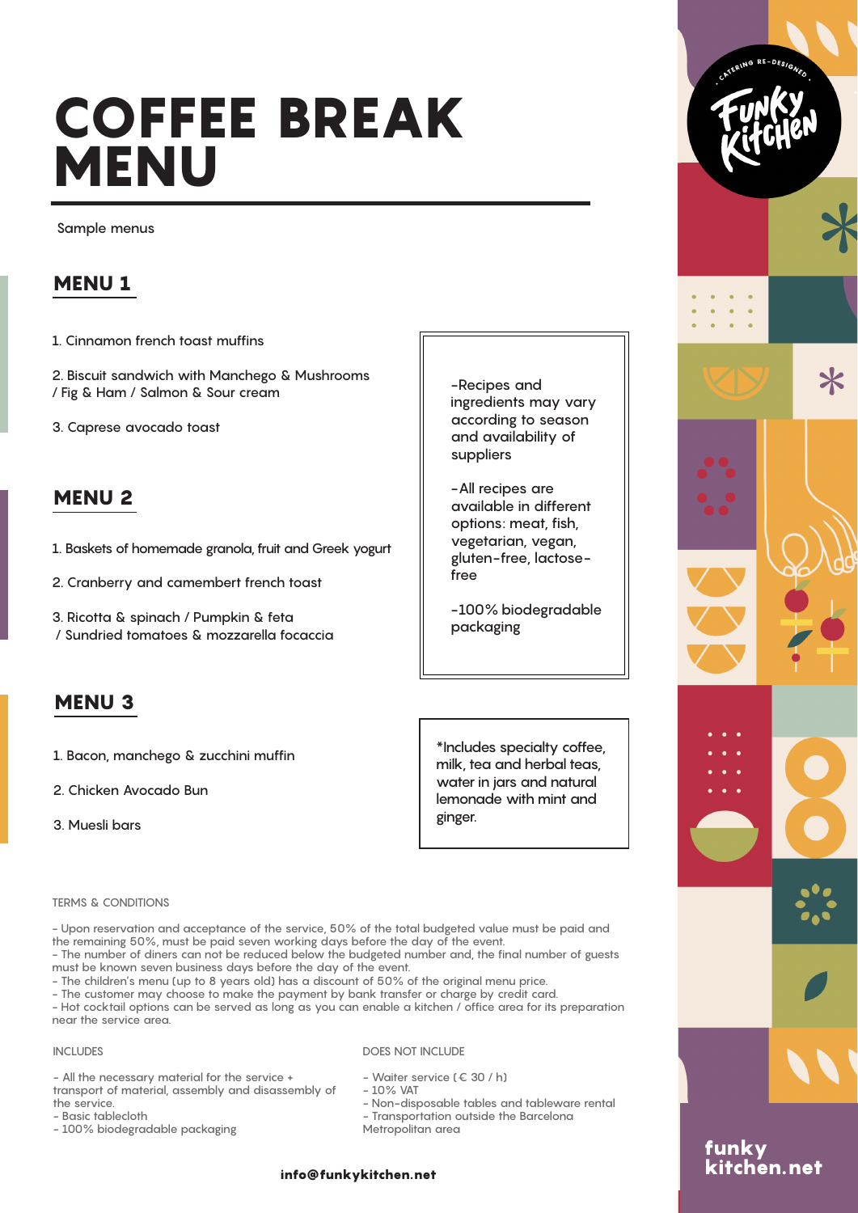# COFFEE BREAK MENU

Sample menus

## MENU 1

1. Cinnamon french toast muffins
2. Biscuit sandwich with Manchego & Mushrooms / Fig & Ham / Salmon & Sour cream
3. Caprese avocado toast

## MENU 2

1. Baskets of homemade granola, fruit and Greek yogurt
2. Cranberry and camembert french toast
3. Ricotta & spinach / Pumpkin & feta / Sundried tomatoes & mozzarella focaccia

## MENU 3

1. Bacon, manchego & zucchini muffin
2. Chicken Avocado Bun
3. Muesli bars

-Recipes and ingredients may vary according to season and availability of suppliers

-All recipes are available in different options: meat, fish, vegetarian, vegan, gluten-free, lactose-free

-100% biodegradable packaging

*Includes specialty coffee, milk, tea and herbal teas, water in jars and natural lemonade with mint and ginger.

TERMS & CONDITIONS

- Upon reservation and acceptance of the service, 50% of the total budgeted value must be paid and the remaining 50%, must be paid seven working days before the day of the event.
- The number of diners can not be reduced below the budgeted number and, the final number of guests must be known seven business days before the day of the event.
- The children's menu (up to 8 years old) has a discount of 50% of the original menu price.
- The customer may choose to make the payment by bank transfer or charge by credit card.
- Hot cocktail options can be served as long as you can enable a kitchen / office area for its preparation near the service area.

INCLUDES

- All the necessary material for the service + transport of material, assembly and disassembly of the service.
- Basic tablecloth
- 100% biodegradable packaging

DOES NOT INCLUDE

- Waiter service (€ 30 / h)
- 10% VAT
- Non-disposable tables and tableware rental
- Transportation outside the Barcelona Metropolitan area

**info@funkykitchen.net**

funky kitchen.net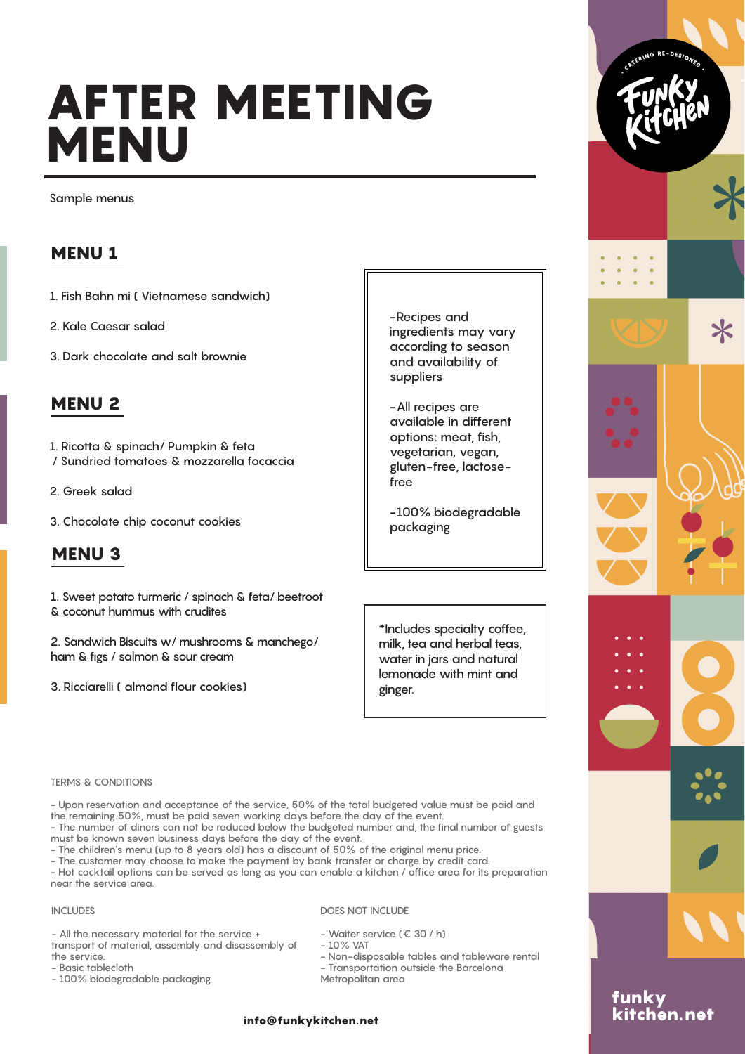# AFTER MEETING MENU

Sample menus

## MENU 1

1. Fish Bahn mi ( Vietnamese sandwich)
2. Kale Caesar salad
3. Dark chocolate and salt brownie

## MENU 2

1. Ricotta & spinach/ Pumpkin & feta / Sundried tomatoes & mozzarella focaccia
2. Greek salad
3. Chocolate chip coconut cookies

## MENU 3

1. Sweet potato turmeric / spinach & feta/ beetroot & coconut hummus with crudites
2. Sandwich Biscuits w/ mushrooms & manchego/ ham & figs / salmon & sour cream
3. Ricciarelli ( almond flour cookies)

-Recipes and ingredients may vary according to season and availability of suppliers

-All recipes are available in different options: meat, fish, vegetarian, vegan, gluten-free, lactose-free

-100% biodegradable packaging

*Includes specialty coffee, milk, tea and herbal teas, water in jars and natural lemonade with mint and ginger.

TERMS & CONDITIONS

- Upon reservation and acceptance of the service, 50% of the total budgeted value must be paid and the remaining 50%, must be paid seven working days before the day of the event.
- The number of diners can not be reduced below the budgeted number and, the final number of guests must be known seven business days before the day of the event.
- The children's menu (up to 8 years old) has a discount of 50% of the original menu price.
- The customer may choose to make the payment by bank transfer or charge by credit card.
- Hot cocktail options can be served as long as you can enable a kitchen / office area for its preparation near the service area.

INCLUDES

- All the necessary material for the service + transport of material, assembly and disassembly of the service.
- Basic tablecloth
- 100% biodegradable packaging

DOES NOT INCLUDE

- Waiter service ( € 30 / h)
- 10% VAT
- Non-disposable tables and tableware rental
- Transportation outside the Barcelona Metropolitan area

**info@funkykitchen.net**

CATERING RE-DESIGNED
Funky Kitchen

**funky kitchen.net**